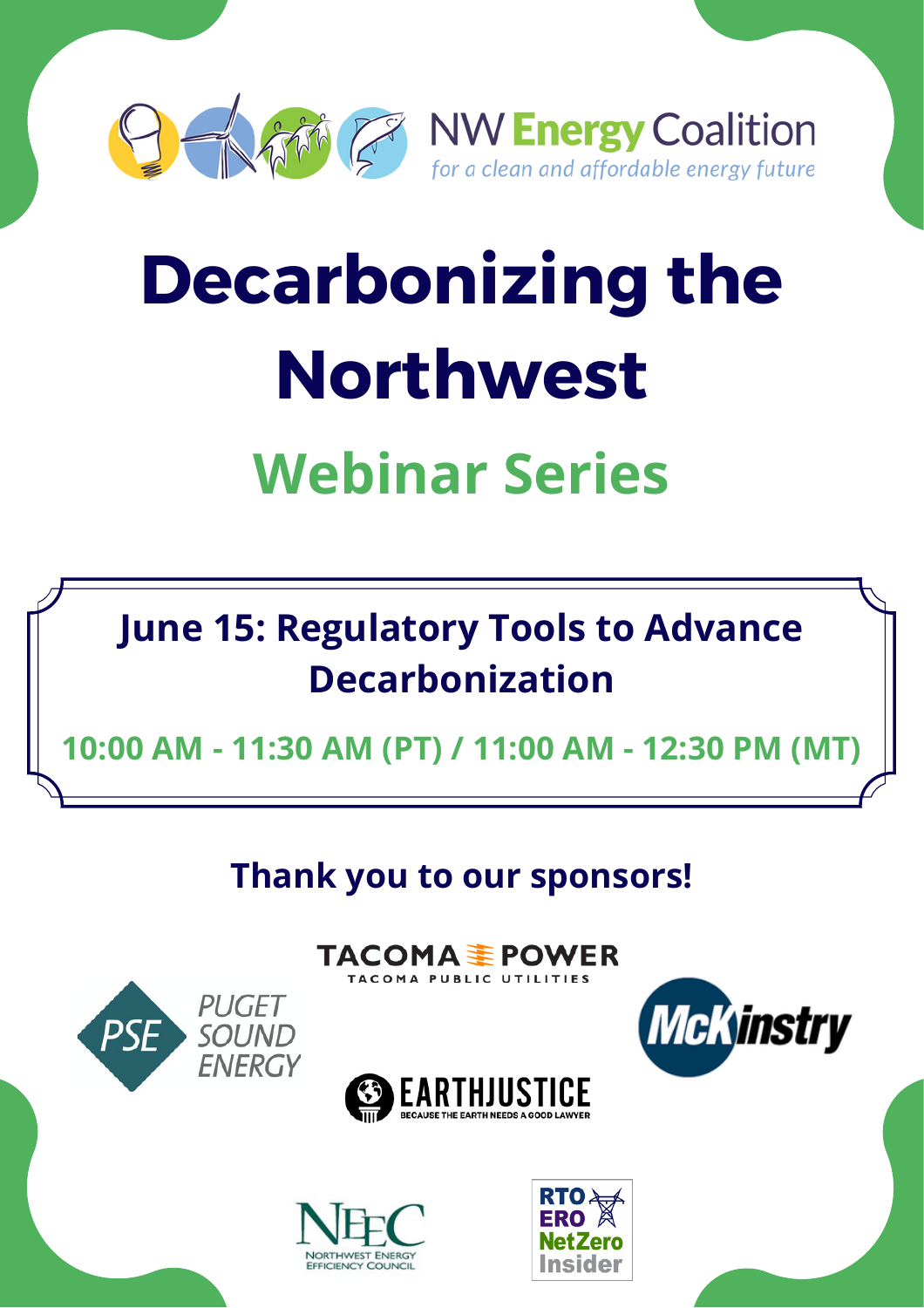NW Energy Coalition

*for a clean and affordable energy future*

# Decarbonizing the Northwest

## Webinar Series

**June 15: Regulatory Tools to Advance Decarbonization**

**10:00 AM - 11:30 AM (PT) / 11:00 AM - 12:30 PM (MT)**

**Thank you to our sponsors!**

TACOMA POWER
TACOMA PUBLIC UTILITIES

PSE PUGET SOUND ENERGY

McKinstry

EARTHJUSTICE
BECAUSE THE EARTH NEEDS A GOOD LAWYER

NEEC
NORTHWEST ENERGY EFFICIENCY COUNCIL

RTO ERO NetZero Insider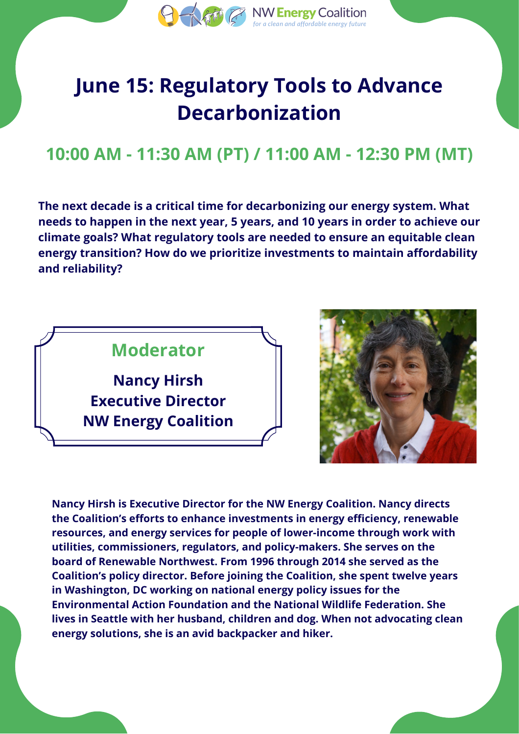NW Energy Coalition
*for a clean and affordable energy future*

# June 15: Regulatory Tools to Advance Decarbonization

## 10:00 AM - 11:30 AM (PT) / 11:00 AM - 12:30 PM (MT)

**The next decade is a critical time for decarbonizing our energy system. What needs to happen in the next year, 5 years, and 10 years in order to achieve our climate goals? What regulatory tools are needed to ensure an equitable clean energy transition? How do we prioritize investments to maintain affordability and reliability?**

### Moderator

**Nancy Hirsh**
**Executive Director**
**NW Energy Coalition**

**Nancy Hirsh is Executive Director for the NW Energy Coalition. Nancy directs the Coalition's efforts to enhance investments in energy efficiency, renewable resources, and energy services for people of lower-income through work with utilities, commissioners, regulators, and policy-makers. She serves on the board of Renewable Northwest. From 1996 through 2014 she served as the Coalition's policy director. Before joining the Coalition, she spent twelve years in Washington, DC working on national energy policy issues for the Environmental Action Foundation and the National Wildlife Federation. She lives in Seattle with her husband, children and dog. When not advocating clean energy solutions, she is an avid backpacker and hiker.**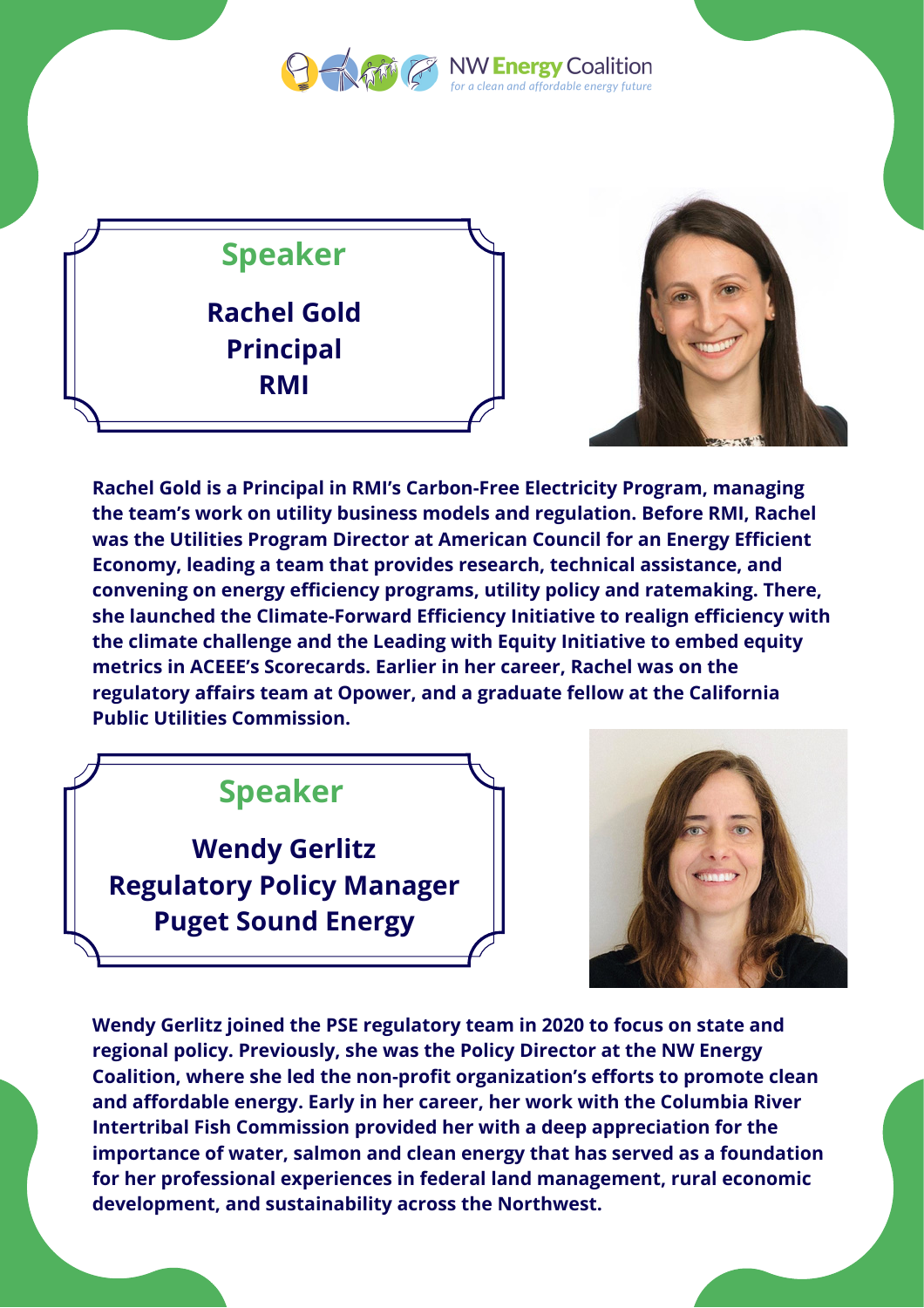## Speaker

**Rachel Gold**
**Principal**
**RMI**

**Rachel Gold is a Principal in RMI's Carbon-Free Electricity Program, managing the team's work on utility business models and regulation. Before RMI, Rachel was the Utilities Program Director at American Council for an Energy Efficient Economy, leading a team that provides research, technical assistance, and convening on energy efficiency programs, utility policy and ratemaking. There, she launched the Climate-Forward Efficiency Initiative to realign efficiency with the climate challenge and the Leading with Equity Initiative to embed equity metrics in ACEEE's Scorecards. Earlier in her career, Rachel was on the regulatory affairs team at Opower, and a graduate fellow at the California Public Utilities Commission.**

## Speaker

**Wendy Gerlitz**
**Regulatory Policy Manager**
**Puget Sound Energy**

**Wendy Gerlitz joined the PSE regulatory team in 2020 to focus on state and regional policy. Previously, she was the Policy Director at the NW Energy Coalition, where she led the non-profit organization's efforts to promote clean and affordable energy. Early in her career, her work with the Columbia River Intertribal Fish Commission provided her with a deep appreciation for the importance of water, salmon and clean energy that has served as a foundation for her professional experiences in federal land management, rural economic development, and sustainability across the Northwest.**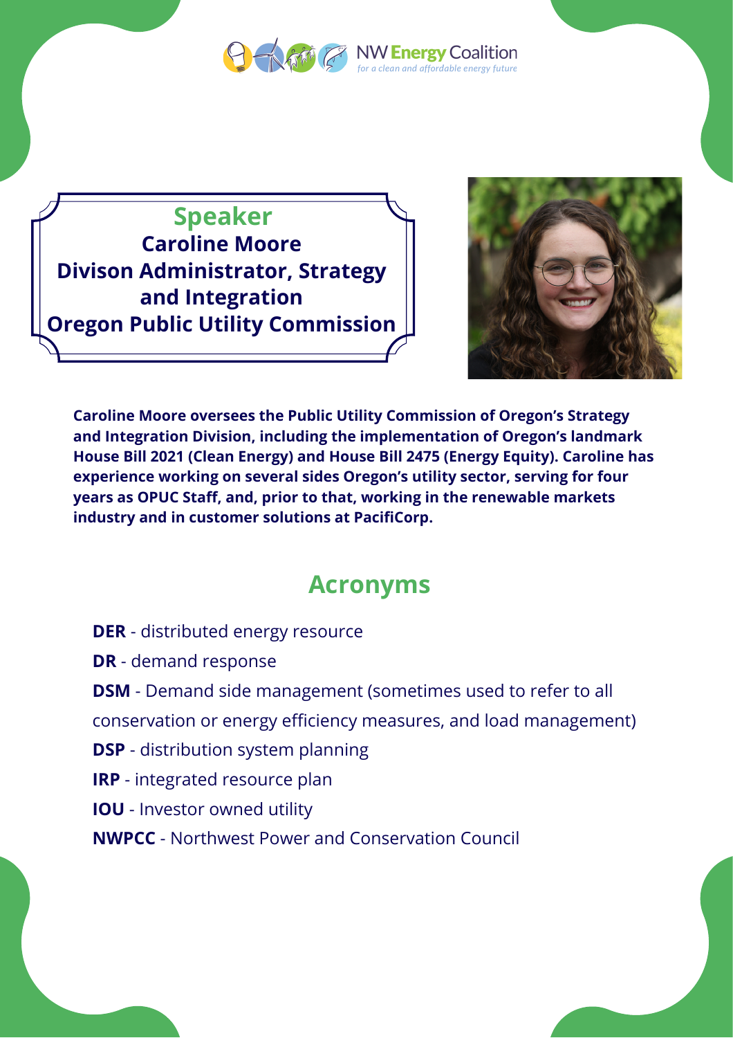NW Energy Coalition
*for a clean and affordable energy future*

## Speaker

**Caroline Moore**
**Divison Administrator, Strategy and Integration**
**Oregon Public Utility Commission**

**Caroline Moore oversees the Public Utility Commission of Oregon's Strategy and Integration Division, including the implementation of Oregon's landmark House Bill 2021 (Clean Energy) and House Bill 2475 (Energy Equity). Caroline has experience working on several sides Oregon's utility sector, serving for four years as OPUC Staff, and, prior to that, working in the renewable markets industry and in customer solutions at PacifiCorp.**

## Acronyms

**DER** - distributed energy resource

**DR** - demand response

**DSM** - Demand side management (sometimes used to refer to all conservation or energy efficiency measures, and load management)

**DSP** - distribution system planning

**IRP** - integrated resource plan

**IOU** - Investor owned utility

**NWPCC** - Northwest Power and Conservation Council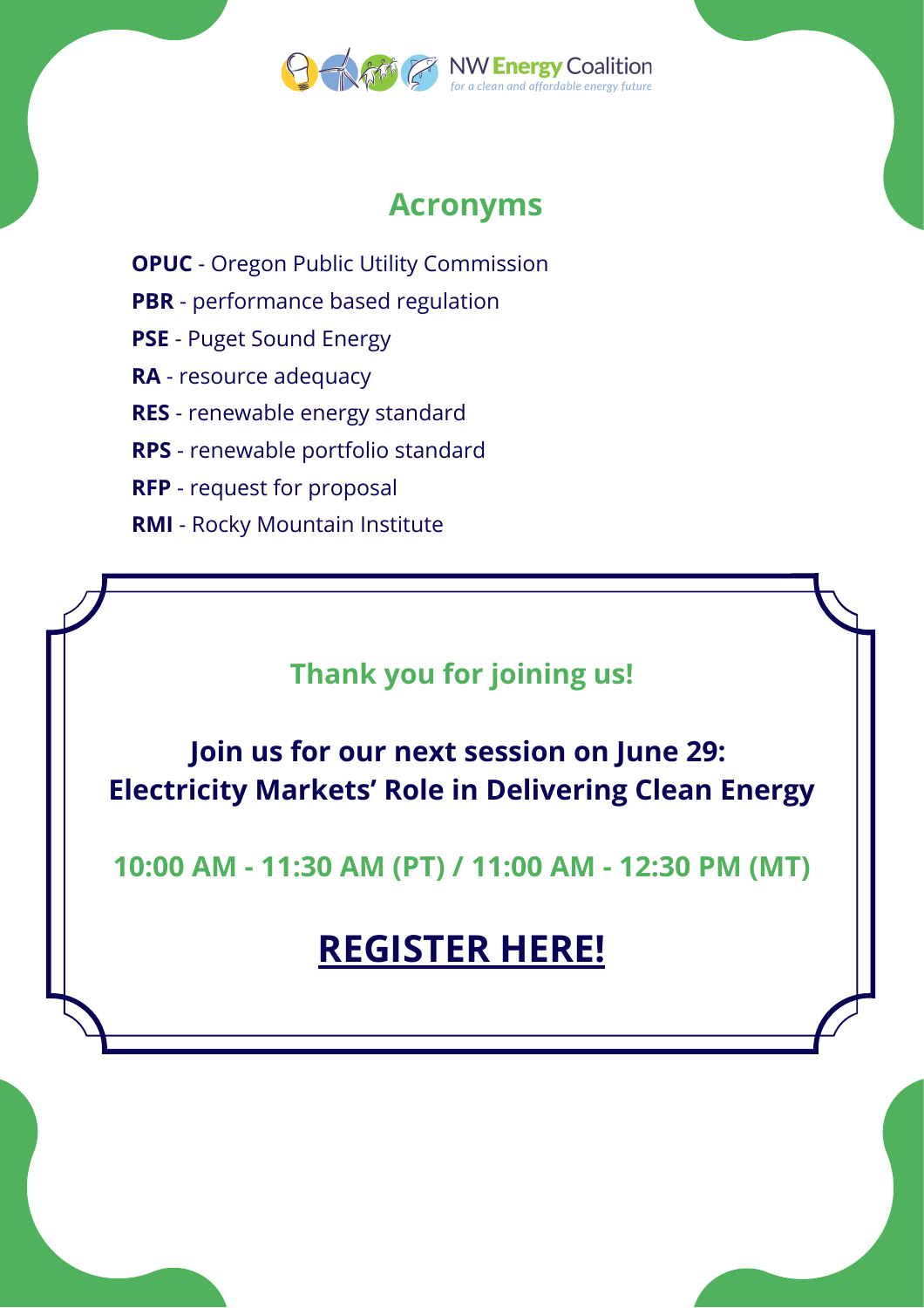NW Energy Coalition
*for a clean and affordable energy future*

## Acronyms

**OPUC** - Oregon Public Utility Commission

**PBR** - performance based regulation

**PSE** - Puget Sound Energy

**RA** - resource adequacy

**RES** - renewable energy standard

**RPS** - renewable portfolio standard

**RFP** - request for proposal

**RMI** - Rocky Mountain Institute

### Thank you for joining us!

**Join us for our next session on June 29: Electricity Markets' Role in Delivering Clean Energy**

**10:00 AM - 11:30 AM (PT) / 11:00 AM - 12:30 PM (MT)**

## REGISTER HERE!